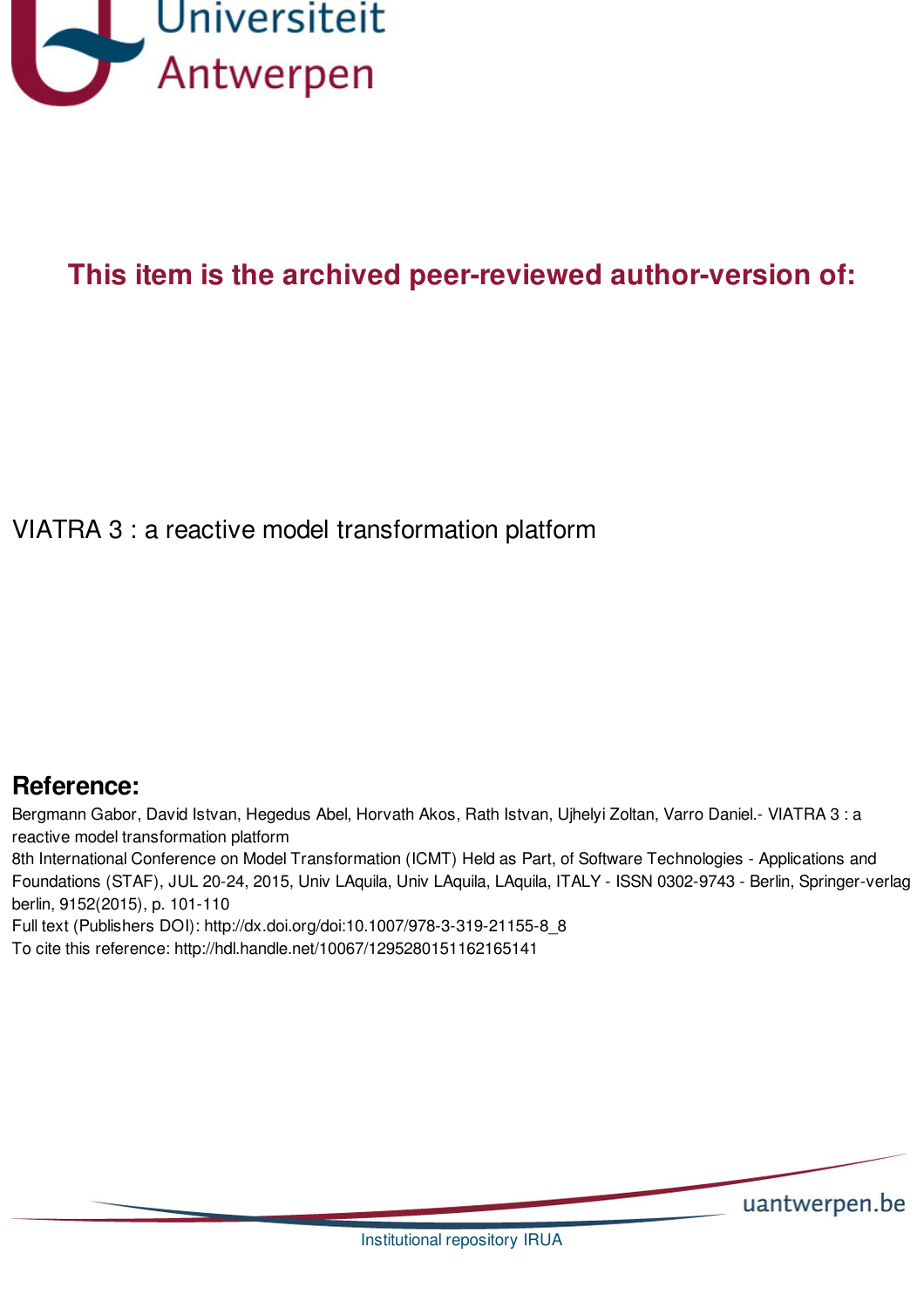Universiteit Antwerpen

**This item is the archived peer-reviewed author-version of:**

VIATRA 3 : a reactive model transformation platform

## Reference:

Bergmann Gabor, David Istvan, Hegedus Abel, Horvath Akos, Rath Istvan, Ujhelyi Zoltan, Varro Daniel.- VIATRA 3 : a reactive model transformation platform
8th International Conference on Model Transformation (ICMT) Held as Part, of Software Technologies - Applications and Foundations (STAF), JUL 20-24, 2015, Univ LAquila, Univ LAquila, LAquila, ITALY - ISSN 0302-9743 - Berlin, Springer-verlag berlin, 9152(2015), p. 101-110
Full text (Publishers DOI): http://dx.doi.org/doi:10.1007/978-3-319-21155-8_8
To cite this reference: http://hdl.handle.net/10067/1295280151162165141

uantwerpen.be

Institutional repository IRUA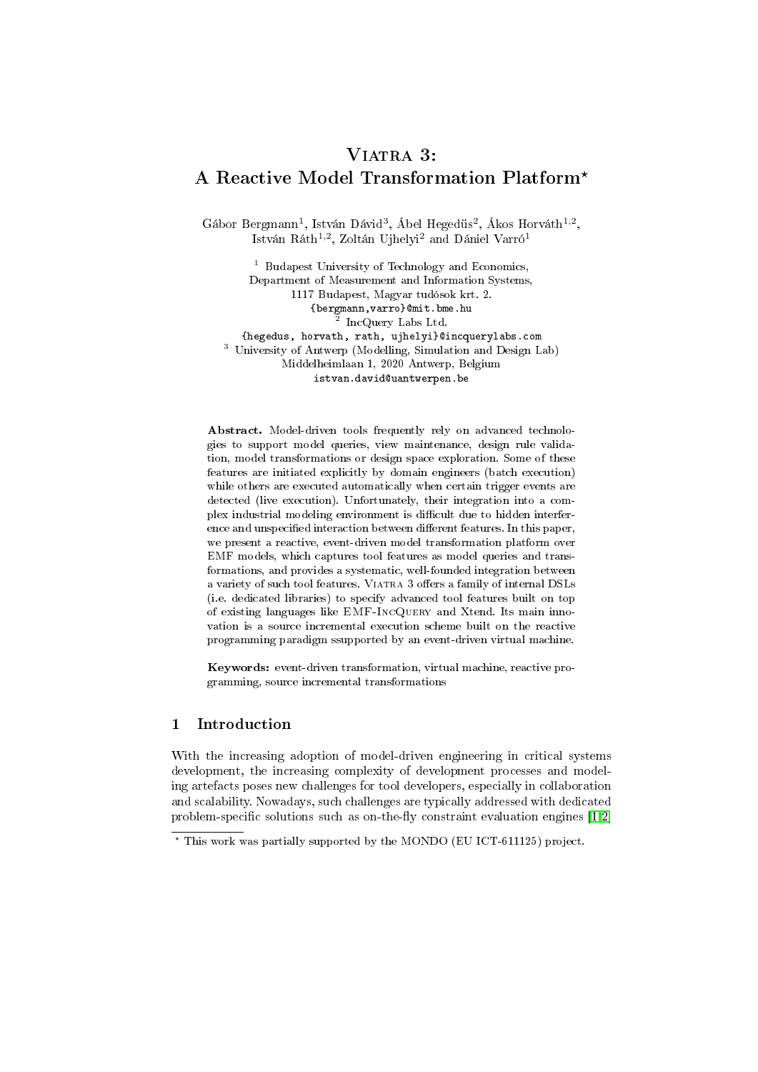# Viatra 3: A Reactive Model Transformation Platform*

Gábor Bergmann[1], István Dávid[3], Ábel Hegedüs[2], Ákos Horváth[1,2], István Ráth[1,2], Zoltán Ujhelyi[2] and Dániel Varró[1]

[1] Budapest University of Technology and Economics,
Department of Measurement and Information Systems,
1117 Budapest, Magyar tudósok krt. 2.
{bergmann,varro}@mit.bme.hu
[2] IncQuery Labs Ltd.
{hegedus, horvath, rath, ujhelyi}@incquerylabs.com
[3] University of Antwerp (Modelling, Simulation and Design Lab)
Middelheimlaan 1, 2020 Antwerp, Belgium
istvan.david@uantwerpen.be

**Abstract.** Model-driven tools frequently rely on advanced technologies to support model queries, view maintenance, design rule validation, model transformations or design space exploration. Some of these features are initiated explicitly by domain engineers (batch execution) while others are executed automatically when certain trigger events are detected (live execution). Unfortunately, their integration into a complex industrial modeling environment is difficult due to hidden interference and unspecified interaction between different features. In this paper, we present a reactive, event-driven model transformation platform over EMF models, which captures tool features as model queries and transformations, and provides a systematic, well-founded integration between a variety of such tool features. Viatra 3 offers a family of internal DSLs (i.e. dedicated libraries) to specify advanced tool features built on top of existing languages like EMF-IncQuery and Xtend. Its main innovation is a source incremental execution scheme built on the reactive programming paradigm ssupported by an event-driven virtual machine.

**Keywords:** event-driven transformation, virtual machine, reactive programming, source incremental transformations

## 1 Introduction

With the increasing adoption of model-driven engineering in critical systems development, the increasing complexity of development processes and modeling artefacts poses new challenges for tool developers, especially in collaboration and scalability. Nowadays, such challenges are typically addressed with dedicated problem-specific solutions such as on-the-fly constraint evaluation engines [1,2]

\* This work was partially supported by the MONDO (EU ICT-611125) project.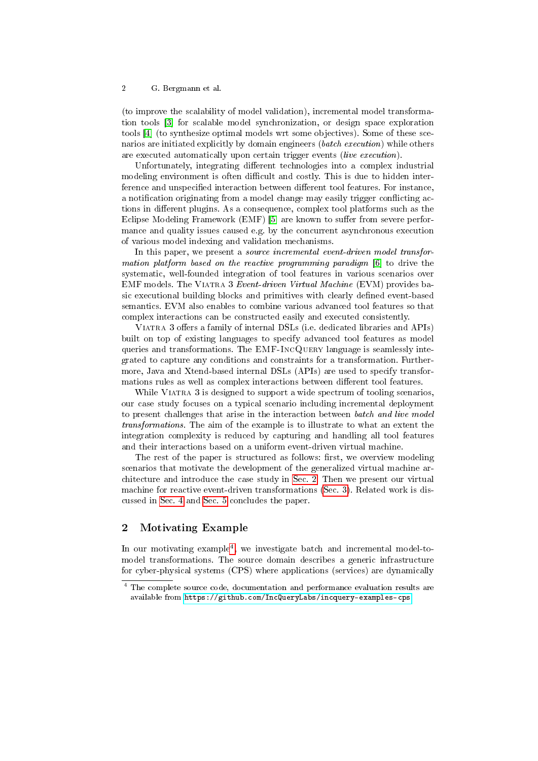(to improve the scalability of model validation), incremental model transformation tools [3] for scalable model synchronization, or design space exploration tools [4] (to synthesize optimal models wrt some objectives). Some of these scenarios are initiated explicitly by domain engineers (*batch execution*) while others are executed automatically upon certain trigger events (*live execution*).

Unfortunately, integrating different technologies into a complex industrial modeling environment is often difficult and costly. This is due to hidden interference and unspecified interaction between different tool features. For instance, a notification originating from a model change may easily trigger conflicting actions in different plugins. As a consequence, complex tool platforms such as the Eclipse Modeling Framework (EMF) [5] are known to suffer from severe performance and quality issues caused e.g. by the concurrent asynchronous execution of various model indexing and validation mechanisms.

In this paper, we present a *source incremental event-driven model transformation platform based on the reactive programming paradigm* [6] to drive the systematic, well-founded integration of tool features in various scenarios over EMF models. The Viatra 3 *Event-driven Virtual Machine* (EVM) provides basic executional building blocks and primitives with clearly defined event-based semantics. EVM also enables to combine various advanced tool features so that complex interactions can be constructed easily and executed consistently.

Viatra 3 offers a family of internal DSLs (i.e. dedicated libraries and APIs) built on top of existing languages to specify advanced tool features as model queries and transformations. The EMF-IncQuery language is seamlessly integrated to capture any conditions and constraints for a transformation. Furthermore, Java and Xtend-based internal DSLs (APIs) are used to specify transformations rules as well as complex interactions between different tool features.

While Viatra 3 is designed to support a wide spectrum of tooling scenarios, our case study focuses on a typical scenario including incremental deployment to present challenges that arise in the interaction between *batch and live model transformations*. The aim of the example is to illustrate to what an extent the integration complexity is reduced by capturing and handling all tool features and their interactions based on a uniform event-driven virtual machine.

The rest of the paper is structured as follows: first, we overview modeling scenarios that motivate the development of the generalized virtual machine architecture and introduce the case study in Sec. 2. Then we present our virtual machine for reactive event-driven transformations (Sec. 3). Related work is discussed in Sec. 4 and Sec. 5 concludes the paper.

## 2 Motivating Example

In our motivating example[4], we investigate batch and incremental model-to-model transformations. The source domain describes a generic infrastructure for cyber-physical systems (CPS) where applications (services) are dynamically

[4] The complete source code, documentation and performance evaluation results are available from https://github.com/IncQueryLabs/incquery-examples-cps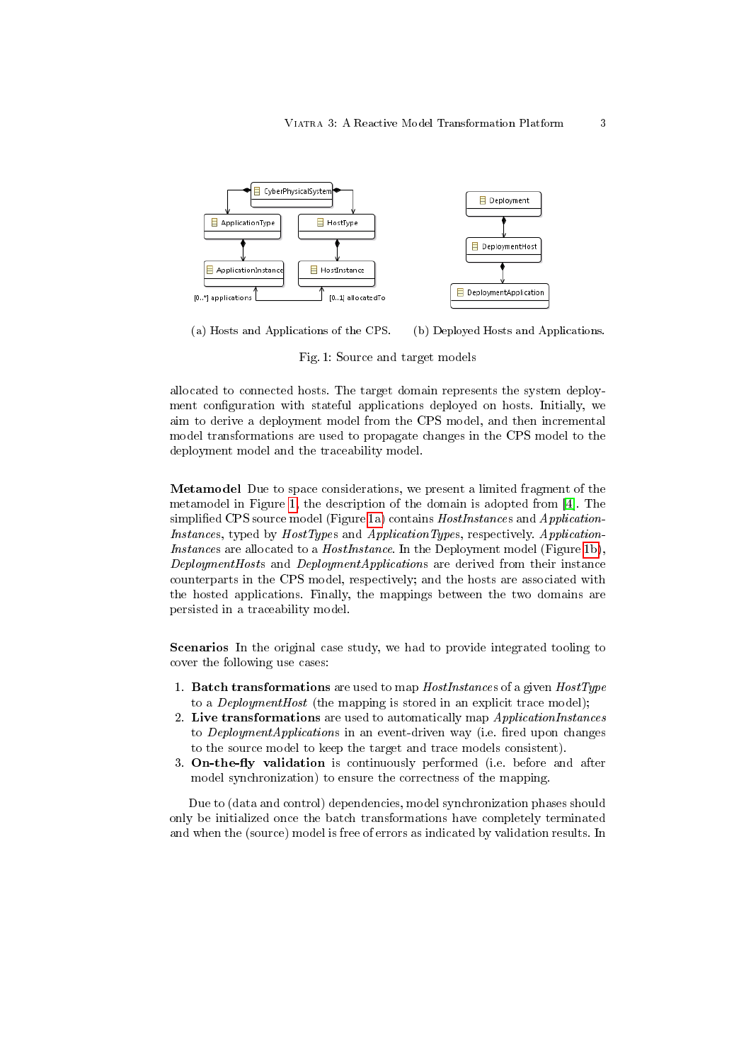(a) Hosts and Applications of the CPS. (b) Deployed Hosts and Applications.

Fig. 1: Source and target models

allocated to connected hosts. The target domain represents the system deployment configuration with stateful applications deployed on hosts. Initially, we aim to derive a deployment model from the CPS model, and then incremental model transformations are used to propagate changes in the CPS model to the deployment model and the traceability model.

**Metamodel** Due to space considerations, we present a limited fragment of the metamodel in Figure 1, the description of the domain is adopted from [4]. The simplified CPS source model (Figure 1a) contains *HostInstances* and *ApplicationInstances*, typed by *HostTypes* and *ApplicationTypes*, respectively. *ApplicationInstances* are allocated to a *HostInstance*. In the Deployment model (Figure 1b), *DeploymentHosts* and *DeploymentApplications* are derived from their instance counterparts in the CPS model, respectively; and the hosts are associated with the hosted applications. Finally, the mappings between the two domains are persisted in a traceability model.

**Scenarios** In the original case study, we had to provide integrated tooling to cover the following use cases:

1. **Batch transformations** are used to map *HostInstances* of a given *HostType* to a *DeploymentHost* (the mapping is stored in an explicit trace model);
2. **Live transformations** are used to automatically map *ApplicationInstances* to *DeploymentApplications* in an event-driven way (i.e. fired upon changes to the source model to keep the target and trace models consistent).
3. **On-the-fly validation** is continuously performed (i.e. before and after model synchronization) to ensure the correctness of the mapping.

Due to (data and control) dependencies, model synchronization phases should only be initialized once the batch transformations have completely terminated and when the (source) model is free of errors as indicated by validation results. In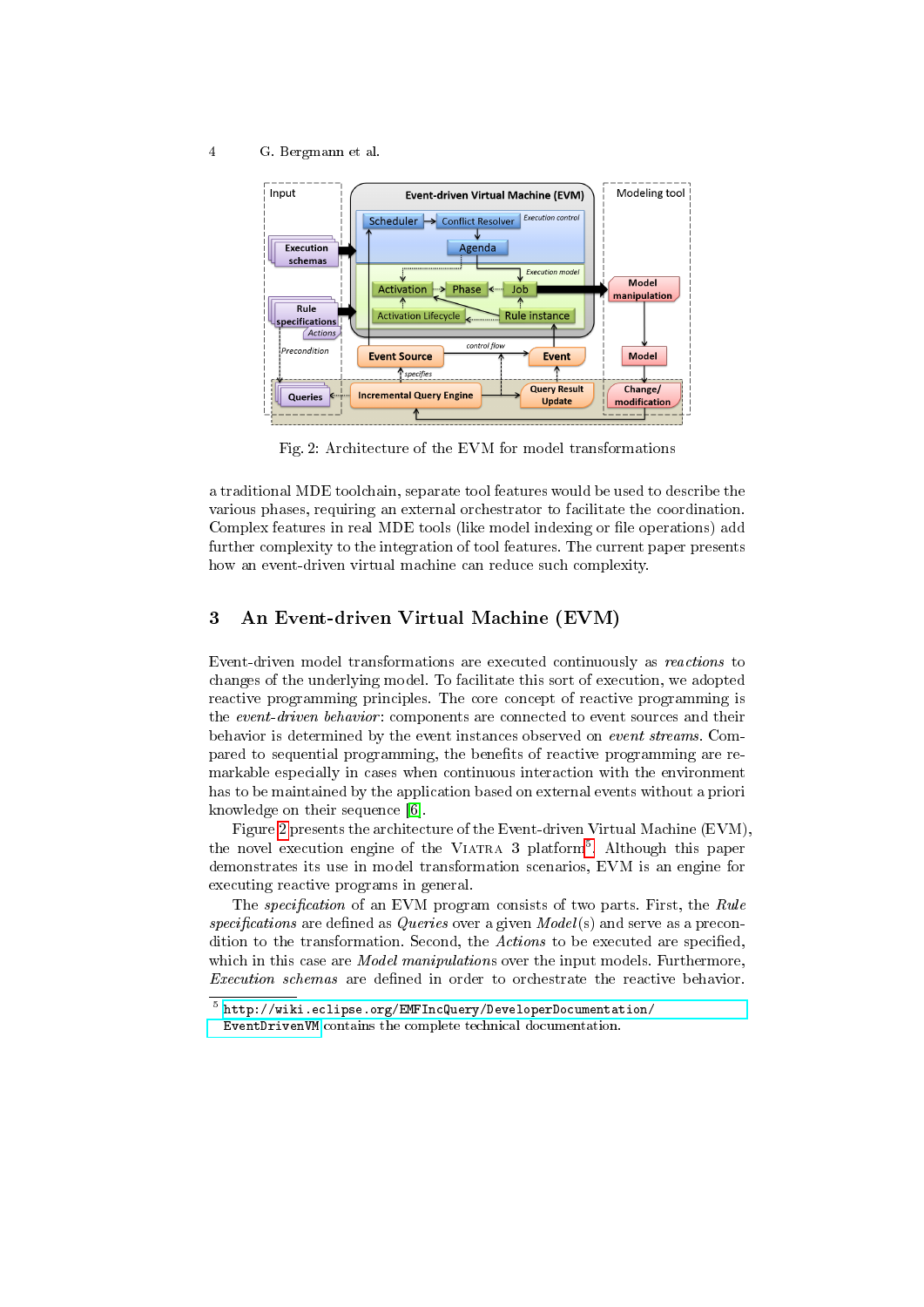Fig. 2: Architecture of the EVM for model transformations

a traditional MDE toolchain, separate tool features would be used to describe the various phases, requiring an external orchestrator to facilitate the coordination. Complex features in real MDE tools (like model indexing or file operations) add further complexity to the integration of tool features. The current paper presents how an event-driven virtual machine can reduce such complexity.

## 3 An Event-driven Virtual Machine (EVM)

Event-driven model transformations are executed continuously as *reactions* to changes of the underlying model. To facilitate this sort of execution, we adopted reactive programming principles. The core concept of reactive programming is the *event-driven behavior*: components are connected to event sources and their behavior is determined by the event instances observed on *event streams*. Compared to sequential programming, the benefits of reactive programming are remarkable especially in cases when continuous interaction with the environment has to be maintained by the application based on external events without a priori knowledge on their sequence [6].

Figure 2 presents the architecture of the Event-driven Virtual Machine (EVM), the novel execution engine of the VIATRA 3 platform[5]. Although this paper demonstrates its use in model transformation scenarios, EVM is an engine for executing reactive programs in general.

The *specification* of an EVM program consists of two parts. First, the *Rule specifications* are defined as *Queries* over a given *Model*(s) and serve as a precondition to the transformation. Second, the *Actions* to be executed are specified, which in this case are *Model manipulations* over the input models. Furthermore, *Execution schemas* are defined in order to orchestrate the reactive behavior.

[5] http://wiki.eclipse.org/EMFIncQuery/DeveloperDocumentation/EventDrivenVM contains the complete technical documentation.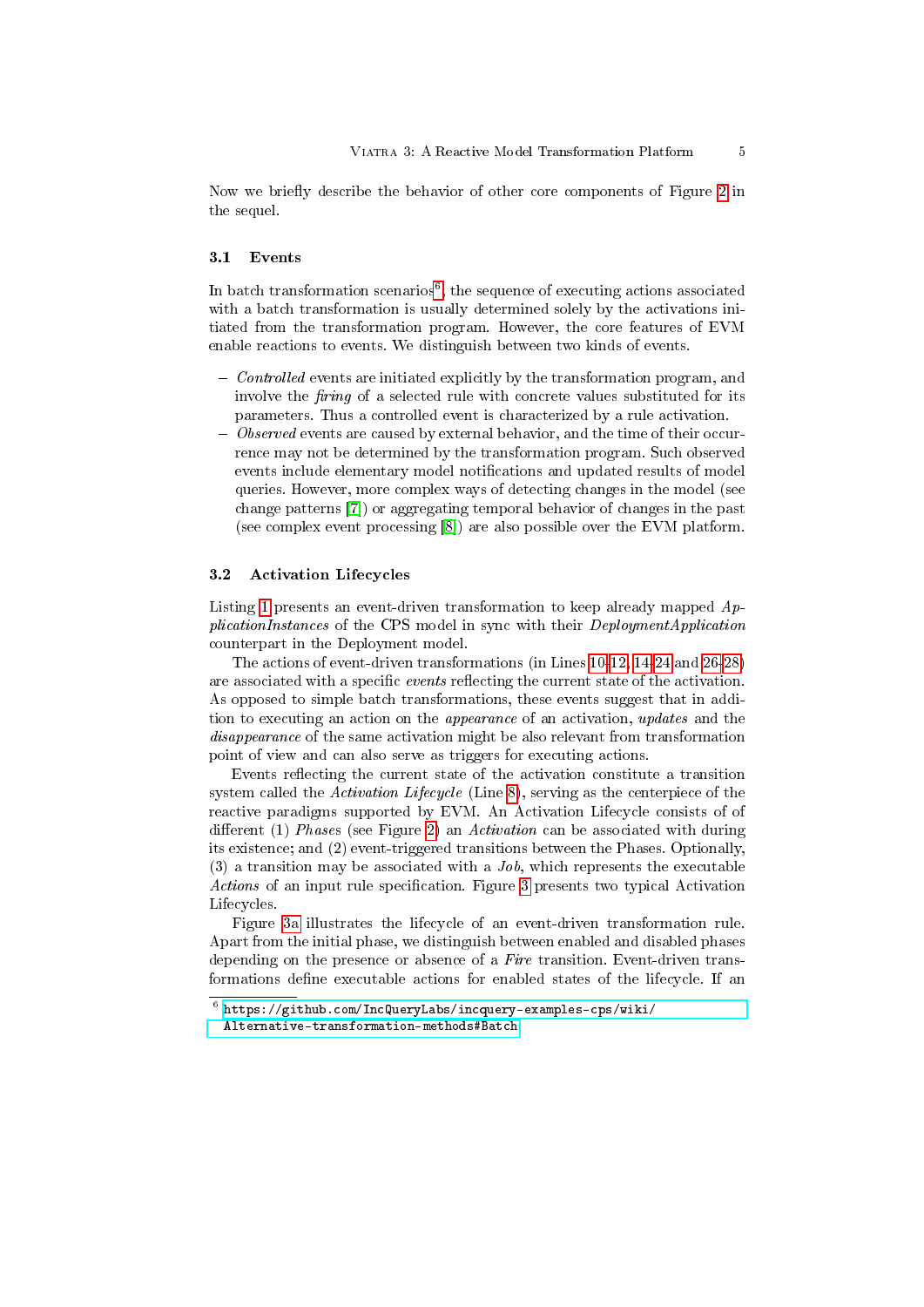Now we briefly describe the behavior of other core components of Figure 2 in the sequel.

### 3.1 Events

In batch transformation scenarios[6], the sequence of executing actions associated with a batch transformation is usually determined solely by the activations initiated from the transformation program. However, the core features of EVM enable reactions to events. We distinguish between two kinds of events.

- *Controlled* events are initiated explicitly by the transformation program, and involve the *firing* of a selected rule with concrete values substituted for its parameters. Thus a controlled event is characterized by a rule activation.
- *Observed* events are caused by external behavior, and the time of their occurrence may not be determined by the transformation program. Such observed events include elementary model notifications and updated results of model queries. However, more complex ways of detecting changes in the model (see change patterns [7]) or aggregating temporal behavior of changes in the past (see complex event processing [8]) are also possible over the EVM platform.

### 3.2 Activation Lifecycles

Listing 1 presents an event-driven transformation to keep already mapped *ApplicationInstances* of the CPS model in sync with their *DeploymentApplication* counterpart in the Deployment model.

The actions of event-driven transformations (in Lines 10-12, 14-24 and 26-28) are associated with a specific *events* reflecting the current state of the activation. As opposed to simple batch transformations, these events suggest that in addition to executing an action on the *appearance* of an activation, *updates* and the *disappearance* of the same activation might be also relevant from transformation point of view and can also serve as triggers for executing actions.

Events reflecting the current state of the activation constitute a transition system called the *Activation Lifecycle* (Line 8), serving as the centerpiece of the reactive paradigms supported by EVM. An Activation Lifecycle consists of of different (1) *Phases* (see Figure 2) an *Activation* can be associated with during its existence; and (2) event-triggered transitions between the Phases. Optionally, (3) a transition may be associated with a *Job*, which represents the executable *Actions* of an input rule specification. Figure 3 presents two typical Activation Lifecycles.

Figure 3a illustrates the lifecycle of an event-driven transformation rule. Apart from the initial phase, we distinguish between enabled and disabled phases depending on the presence or absence of a *Fire* transition. Event-driven transformations define executable actions for enabled states of the lifecycle. If an

[6] https://github.com/IncQueryLabs/incquery-examples-cps/wiki/Alternative-transformation-methods#Batch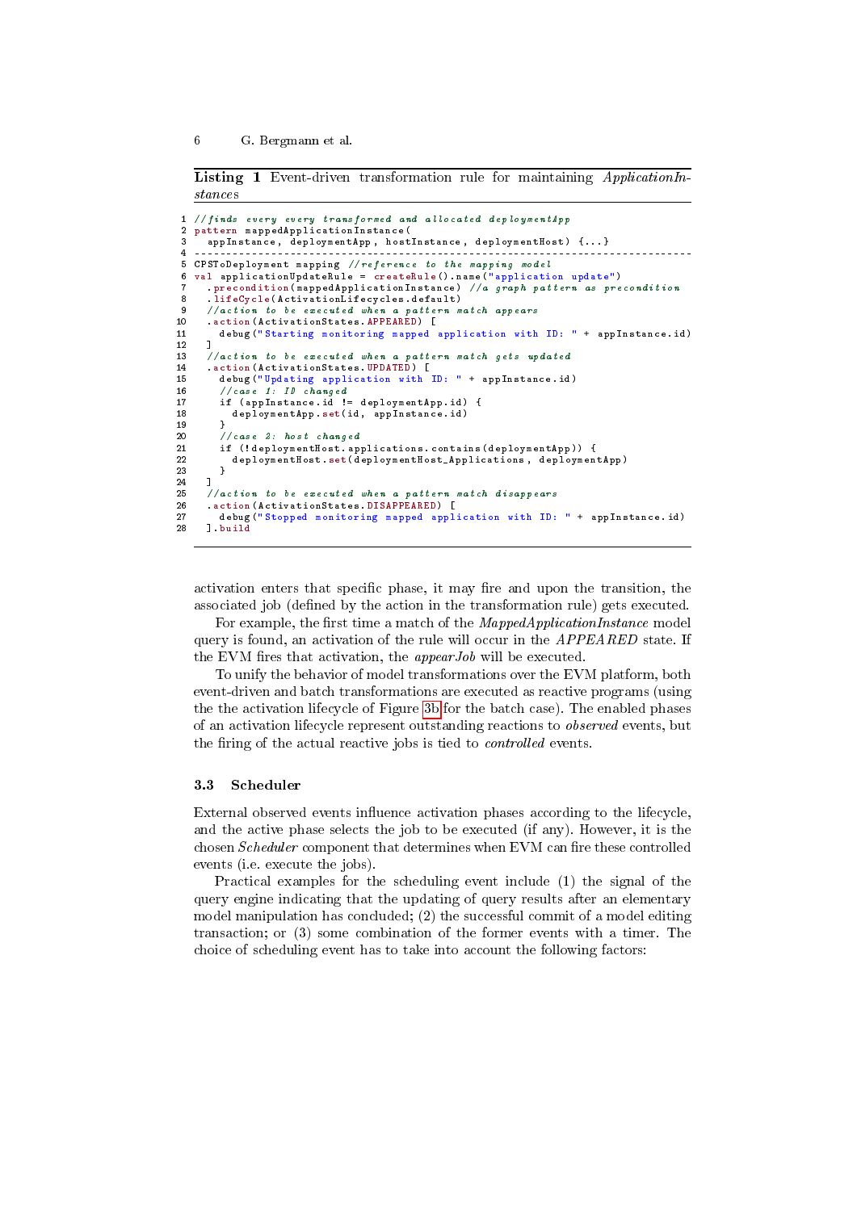**Listing 1** Event-driven transformation rule for maintaining *ApplicationInstances*

```
1  //finds every every transformed and allocated deploymentApp
2  pattern mappedApplicationInstance(
3    appInstance, deploymentApp, hostInstance, deploymentHost) {...}
4  ---------------------------------------------------------------------------
5  CPSToDeployment mapping //reference to the mapping model
6  val applicationUpdateRule = createRule().name("application update")
7    .precondition(mappedApplicationInstance) //a graph pattern as precondition
8    .lifeCycle(ActivationLifecycles.default)
9    //action to be executed when a pattern match appears
10   .action(ActivationStates.APPEARED) [
11     debug("Starting monitoring mapped application with ID: " + appInstance.id)
12   ]
13   //action to be executed when a pattern match gets updated
14   .action(ActivationStates.UPDATED) [
15     debug("Updating application with ID: " + appInstance.id)
16     //case 1: ID changed
17     if (appInstance.id != deploymentApp.id) {
18       deploymentApp.set(id, appInstance.id)
19     }
20     //case 2: host changed
21     if (!deploymentHost.applications.contains(deploymentApp)) {
22       deploymentHost.set(deploymentHost_Applications, deploymentApp)
23     }
24   ]
25   //action to be executed when a pattern match disappears
26   .action(ActivationStates.DISAPPEARED) [
27     debug("Stopped monitoring mapped application with ID: " + appInstance.id)
28   ].build
```

activation enters that specific phase, it may fire and upon the transition, the associated job (defined by the action in the transformation rule) gets executed.

For example, the first time a match of the *MappedApplicationInstance* model query is found, an activation of the rule will occur in the *APPEARED* state. If the EVM fires that activation, the *appearJob* will be executed.

To unify the behavior of model transformations over the EVM platform, both event-driven and batch transformations are executed as reactive programs (using the the activation lifecycle of Figure 3b for the batch case). The enabled phases of an activation lifecycle represent outstanding reactions to *observed* events, but the firing of the actual reactive jobs is tied to *controlled* events.

### 3.3 Scheduler

External observed events influence activation phases according to the lifecycle, and the active phase selects the job to be executed (if any). However, it is the chosen *Scheduler* component that determines when EVM can fire these controlled events (i.e. execute the jobs).

Practical examples for the scheduling event include (1) the signal of the query engine indicating that the updating of query results after an elementary model manipulation has concluded; (2) the successful commit of a model editing transaction; or (3) some combination of the former events with a timer. The choice of scheduling event has to take into account the following factors: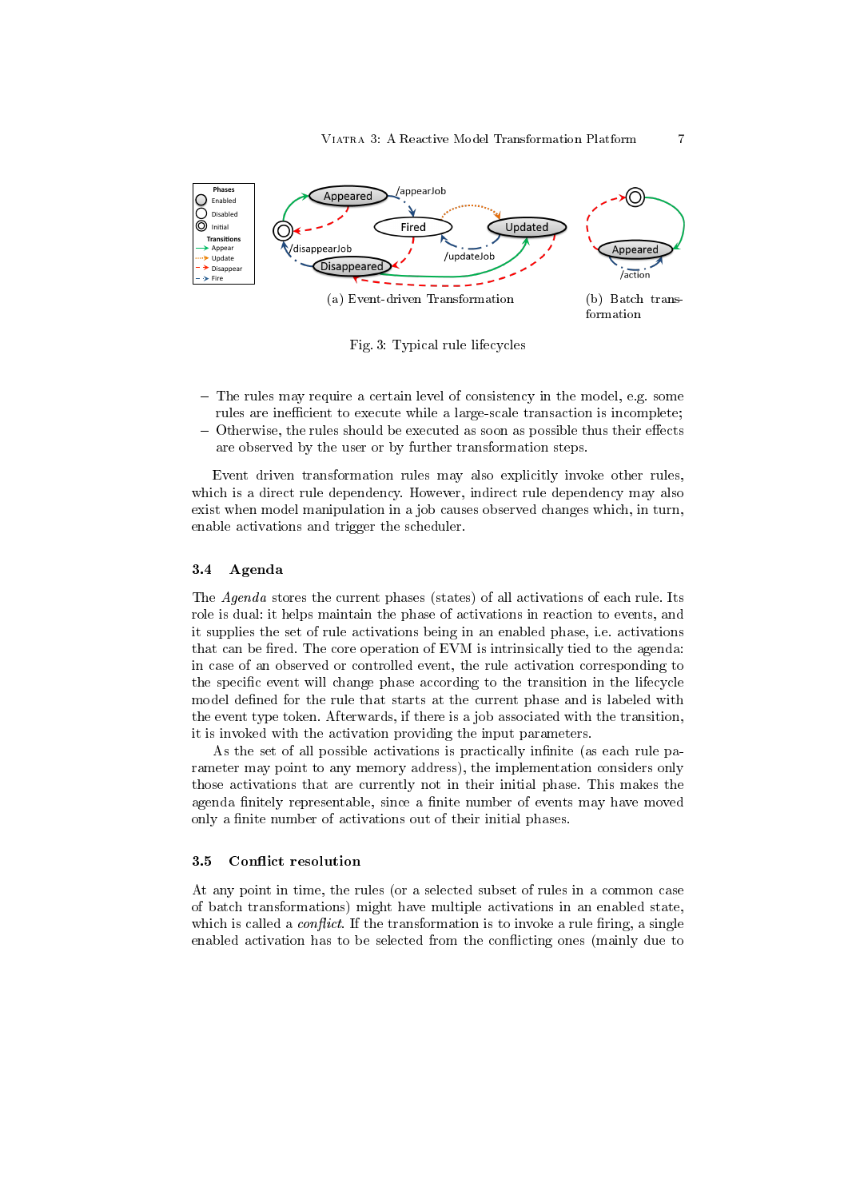Fig. 3: Typical rule lifecycles

(a) Event-driven Transformation

(b) Batch transformation

- The rules may require a certain level of consistency in the model, e.g. some rules are inefficient to execute while a large-scale transaction is incomplete;
- Otherwise, the rules should be executed as soon as possible thus their effects are observed by the user or by further transformation steps.

Event driven transformation rules may also explicitly invoke other rules, which is a direct rule dependency. However, indirect rule dependency may also exist when model manipulation in a job causes observed changes which, in turn, enable activations and trigger the scheduler.

### 3.4 Agenda

The *Agenda* stores the current phases (states) of all activations of each rule. Its role is dual: it helps maintain the phase of activations in reaction to events, and it supplies the set of rule activations being in an enabled phase, i.e. activations that can be fired. The core operation of EVM is intrinsically tied to the agenda: in case of an observed or controlled event, the rule activation corresponding to the specific event will change phase according to the transition in the lifecycle model defined for the rule that starts at the current phase and is labeled with the event type token. Afterwards, if there is a job associated with the transition, it is invoked with the activation providing the input parameters.

As the set of all possible activations is practically infinite (as each rule parameter may point to any memory address), the implementation considers only those activations that are currently not in their initial phase. This makes the agenda finitely representable, since a finite number of events may have moved only a finite number of activations out of their initial phases.

### 3.5 Conflict resolution

At any point in time, the rules (or a selected subset of rules in a common case of batch transformations) might have multiple activations in an enabled state, which is called a *conflict*. If the transformation is to invoke a rule firing, a single enabled activation has to be selected from the conflicting ones (mainly due to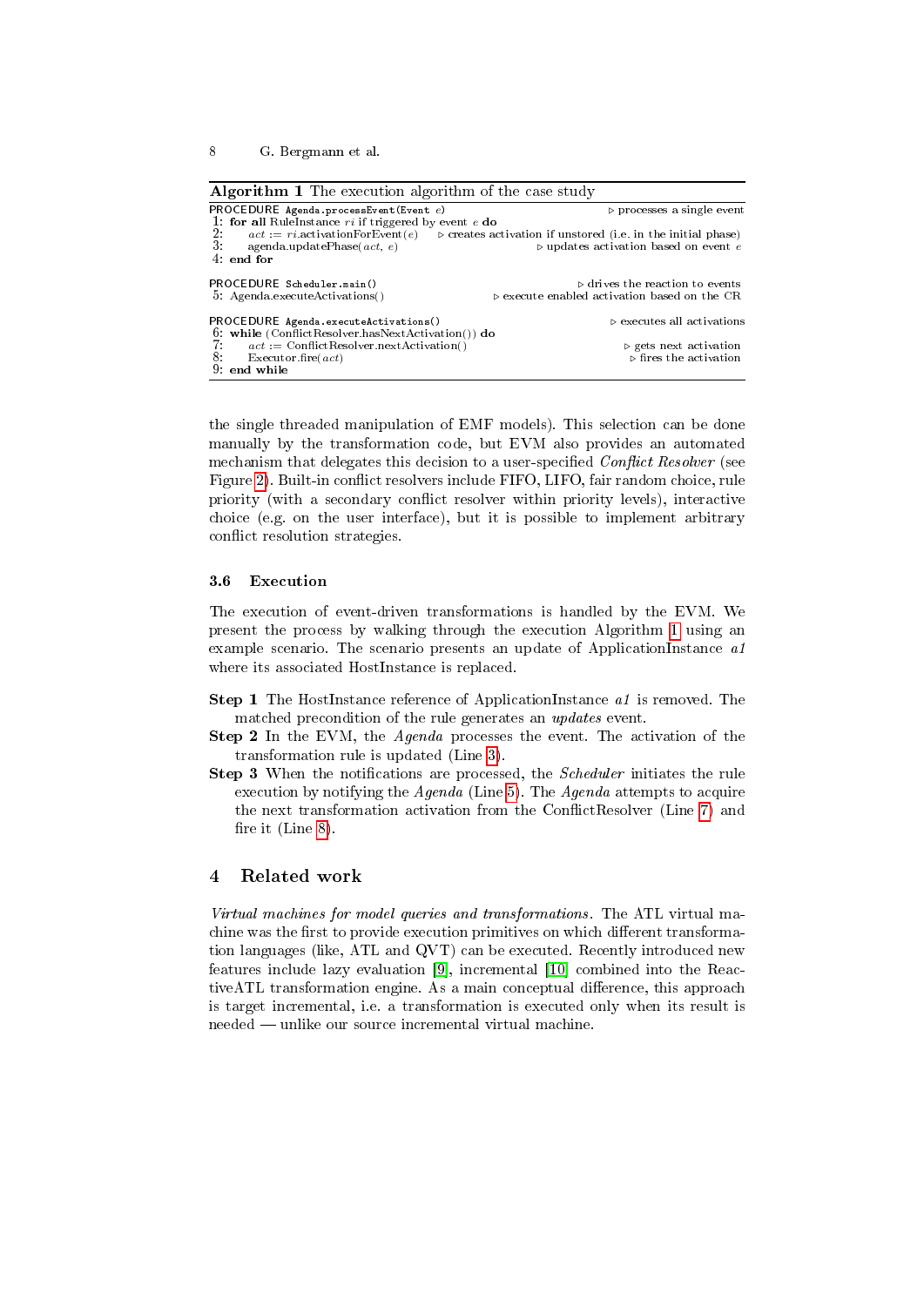**Algorithm 1** The execution algorithm of the case study

```
PROCEDURE Agenda.processEvent(Event e)                          ▷ processes a single event
1: for all RuleInstance ri if triggered by event e do
2:     act := ri.activationForEvent(e)     ▷ creates activation if unstored (i.e. in the initial phase)
3:     agenda.updatePhase(act, e)                          ▷ updates activation based on event e
4: end for

PROCEDURE Scheduler.main()                                       ▷ drives the reaction to events
5: Agenda.executeActivations()                    ▷ execute enabled activation based on the CR

PROCEDURE Agenda.executeActivations()                           ▷ executes all activations
6: while (ConflictResolver.hasNextActivation()) do
7:     act := ConflictResolver.nextActivation()                        ▷ gets next activation
8:     Executor.fire(act)                                                ▷ fires the activation
9: end while
```

the single threaded manipulation of EMF models). This selection can be done manually by the transformation code, but EVM also provides an automated mechanism that delegates this decision to a user-specified *Conflict Resolver* (see Figure 2). Built-in conflict resolvers include FIFO, LIFO, fair random choice, rule priority (with a secondary conflict resolver within priority levels), interactive choice (e.g. on the user interface), but it is possible to implement arbitrary conflict resolution strategies.

### 3.6 Execution

The execution of event-driven transformations is handled by the EVM. We present the process by walking through the execution Algorithm 1 using an example scenario. The scenario presents an update of ApplicationInstance *a1* where its associated HostInstance is replaced.

**Step 1** The HostInstance reference of ApplicationInstance *a1* is removed. The matched precondition of the rule generates an *updates* event.

**Step 2** In the EVM, the *Agenda* processes the event. The activation of the transformation rule is updated (Line 3).

**Step 3** When the notifications are processed, the *Scheduler* initiates the rule execution by notifying the *Agenda* (Line 5). The *Agenda* attempts to acquire the next transformation activation from the ConflictResolver (Line 7) and fire it (Line 8).

## 4 Related work

*Virtual machines for model queries and transformations.* The ATL virtual machine was the first to provide execution primitives on which different transformation languages (like, ATL and QVT) can be executed. Recently introduced new features include lazy evaluation [9], incremental [10] combined into the ReactiveATL transformation engine. As a main conceptual difference, this approach is target incremental, i.e. a transformation is executed only when its result is needed — unlike our source incremental virtual machine.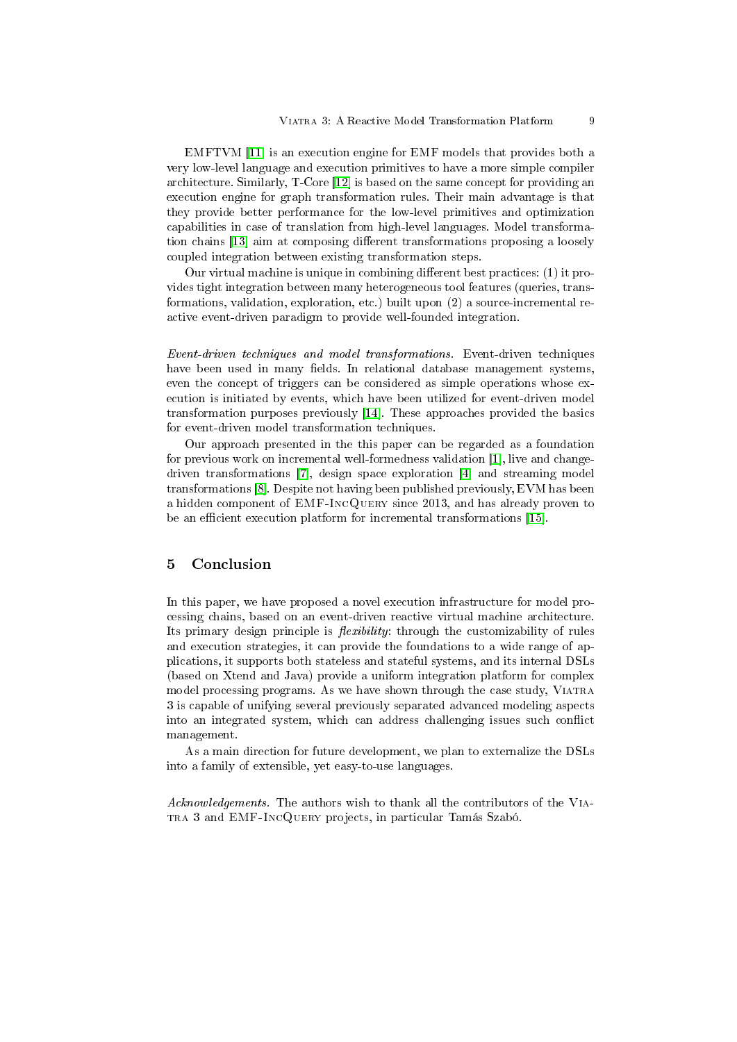EMFTVM [11] is an execution engine for EMF models that provides both a very low-level language and execution primitives to have a more simple compiler architecture. Similarly, T-Core [12] is based on the same concept for providing an execution engine for graph transformation rules. Their main advantage is that they provide better performance for the low-level primitives and optimization capabilities in case of translation from high-level languages. Model transformation chains [13] aim at composing different transformations proposing a loosely coupled integration between existing transformation steps.

Our virtual machine is unique in combining different best practices: (1) it provides tight integration between many heterogeneous tool features (queries, transformations, validation, exploration, etc.) built upon (2) a source-incremental reactive event-driven paradigm to provide well-founded integration.

*Event-driven techniques and model transformations.* Event-driven techniques have been used in many fields. In relational database management systems, even the concept of triggers can be considered as simple operations whose execution is initiated by events, which have been utilized for event-driven model transformation purposes previously [14]. These approaches provided the basics for event-driven model transformation techniques.

Our approach presented in the this paper can be regarded as a foundation for previous work on incremental well-formedness validation [1], live and change-driven transformations [7], design space exploration [4] and streaming model transformations [8]. Despite not having been published previously, EVM has been a hidden component of EMF-IncQuery since 2013, and has already proven to be an efficient execution platform for incremental transformations [15].

## 5 Conclusion

In this paper, we have proposed a novel execution infrastructure for model processing chains, based on an event-driven reactive virtual machine architecture. Its primary design principle is *flexibility*: through the customizability of rules and execution strategies, it can provide the foundations to a wide range of applications, it supports both stateless and stateful systems, and its internal DSLs (based on Xtend and Java) provide a uniform integration platform for complex model processing programs. As we have shown through the case study, Viatra 3 is capable of unifying several previously separated advanced modeling aspects into an integrated system, which can address challenging issues such conflict management.

As a main direction for future development, we plan to externalize the DSLs into a family of extensible, yet easy-to-use languages.

*Acknowledgements.* The authors wish to thank all the contributors of the Viatra 3 and EMF-IncQuery projects, in particular Tamás Szabó.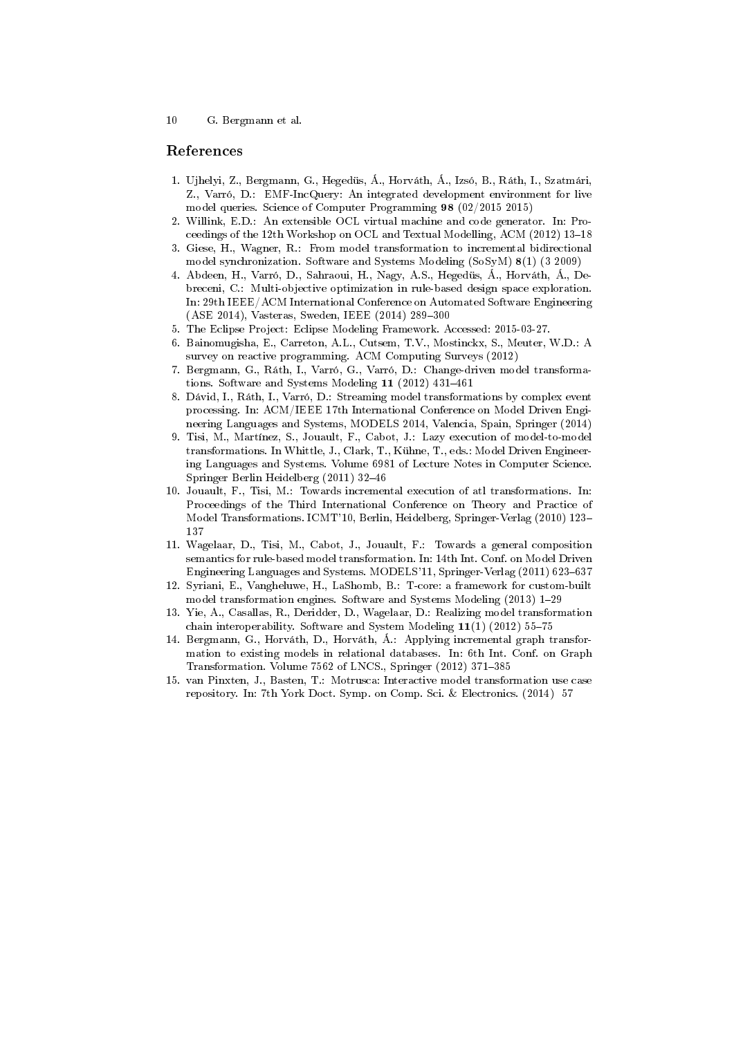## References

1. Ujhelyi, Z., Bergmann, G., Hegedüs, Á., Horváth, Á., Izsó, B., Ráth, I., Szatmári, Z., Varró, D.: EMF-IncQuery: An integrated development environment for live model queries. Science of Computer Programming **98** (02/2015 2015)
2. Willink, E.D.: An extensible OCL virtual machine and code generator. In: Proceedings of the 12th Workshop on OCL and Textual Modelling, ACM (2012) 13–18
3. Giese, H., Wagner, R.: From model transformation to incremental bidirectional model synchronization. Software and Systems Modeling (SoSyM) **8**(1) (3 2009)
4. Abdeen, H., Varró, D., Sahraoui, H., Nagy, A.S., Hegedüs, Á., Horváth, Á., Debreceni, C.: Multi-objective optimization in rule-based design space exploration. In: 29th IEEE/ACM International Conference on Automated Software Engineering (ASE 2014), Vasteras, Sweden, IEEE (2014) 289–300
5. The Eclipse Project: Eclipse Modeling Framework. Accessed: 2015-03-27.
6. Bainomugisha, E., Carreton, A.L., Cutsem, T.V., Mostinckx, S., Meuter, W.D.: A survey on reactive programming. ACM Computing Surveys (2012)
7. Bergmann, G., Ráth, I., Varró, G., Varró, D.: Change-driven model transformations. Software and Systems Modeling **11** (2012) 431–461
8. Dávid, I., Ráth, I., Varró, D.: Streaming model transformations by complex event processing. In: ACM/IEEE 17th International Conference on Model Driven Engineering Languages and Systems, MODELS 2014, Valencia, Spain, Springer (2014)
9. Tisi, M., Martínez, S., Jouault, F., Cabot, J.: Lazy execution of model-to-model transformations. In Whittle, J., Clark, T., Kühne, T., eds.: Model Driven Engineering Languages and Systems. Volume 6981 of Lecture Notes in Computer Science. Springer Berlin Heidelberg (2011) 32–46
10. Jouault, F., Tisi, M.: Towards incremental execution of atl transformations. In: Proceedings of the Third International Conference on Theory and Practice of Model Transformations. ICMT'10, Berlin, Heidelberg, Springer-Verlag (2010) 123–137
11. Wagelaar, D., Tisi, M., Cabot, J., Jouault, F.: Towards a general composition semantics for rule-based model transformation. In: 14th Int. Conf. on Model Driven Engineering Languages and Systems. MODELS'11, Springer-Verlag (2011) 623–637
12. Syriani, E., Vangheluwe, H., LaShomb, B.: T-core: a framework for custom-built model transformation engines. Software and Systems Modeling (2013) 1–29
13. Yie, A., Casallas, R., Deridder, D., Wagelaar, D.: Realizing model transformation chain interoperability. Software and System Modeling **11**(1) (2012) 55–75
14. Bergmann, G., Horváth, D., Horváth, Á.: Applying incremental graph transformation to existing models in relational databases. In: 6th Int. Conf. on Graph Transformation. Volume 7562 of LNCS., Springer (2012) 371–385
15. van Pinxten, J., Basten, T.: Motrusca: Interactive model transformation use case repository. In: 7th York Doct. Symp. on Comp. Sci. & Electronics. (2014) 57